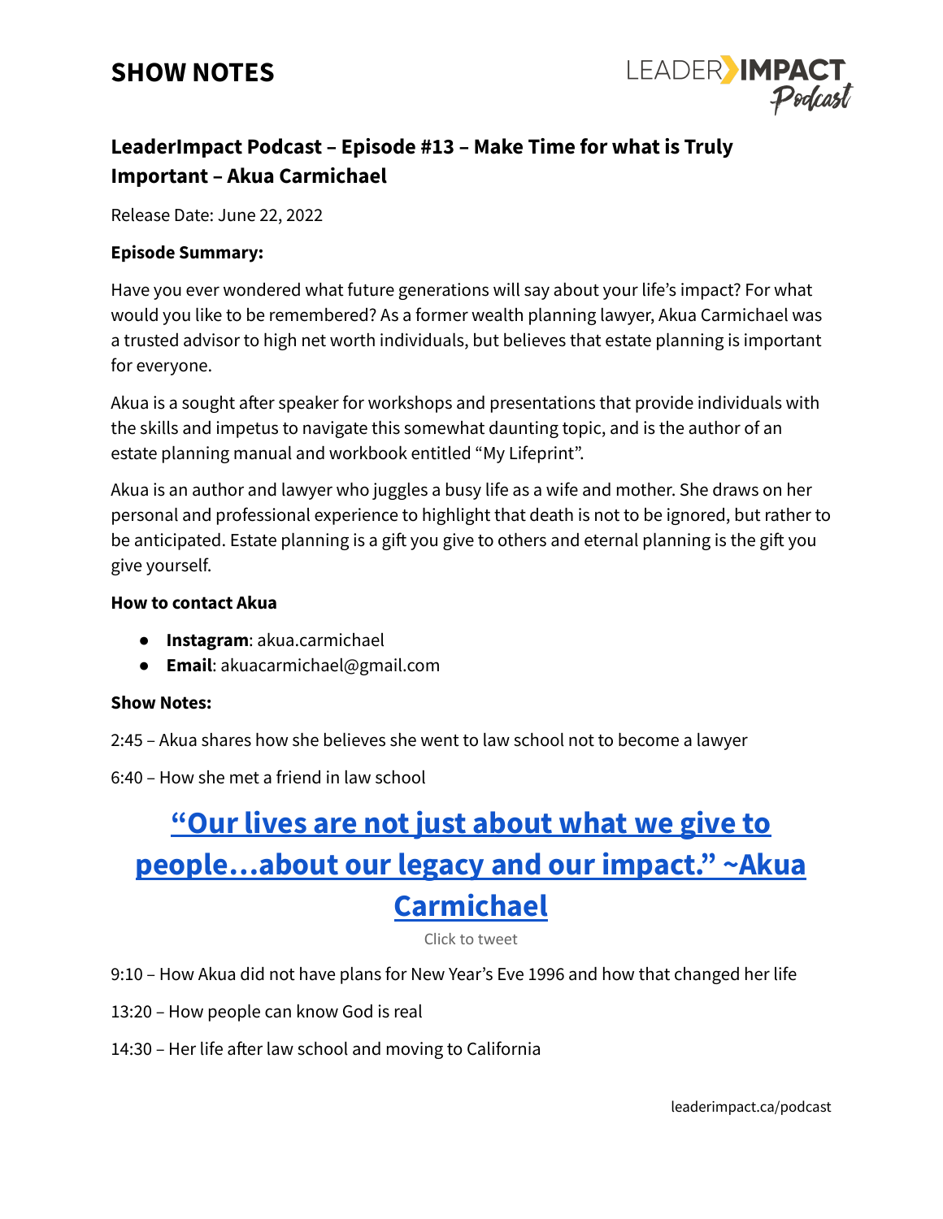# SHOW NOTES

## LeaderImpact Podcast – Episode #13 – Make Time for what is Truly Important – Akua Carmichael

Release Date: June 22, 2022

**Episode Summary:**

Have you ever wondered what future generations will say about your life's impact? For what would you like to be remembered? As a former wealth planning lawyer, Akua Carmichael was a trusted advisor to high net worth individuals, but believes that estate planning is important for everyone.

Akua is a sought after speaker for workshops and presentations that provide individuals with the skills and impetus to navigate this somewhat daunting topic, and is the author of an estate planning manual and workbook entitled "My Lifeprint".

Akua is an author and lawyer who juggles a busy life as a wife and mother. She draws on her personal and professional experience to highlight that death is not to be ignored, but rather to be anticipated. Estate planning is a gift you give to others and eternal planning is the gift you give yourself.

**How to contact Akua**

- **Instagram**: akua.carmichael
- **Email**: akuacarmichael@gmail.com

**Show Notes:**

2:45 – Akua shares how she believes she went to law school not to become a lawyer

6:40 – How she met a friend in law school

## "Our lives are not just about what we give to people…about our legacy and our impact." ~Akua Carmichael

Click to tweet

9:10 – How Akua did not have plans for New Year's Eve 1996 and how that changed her life

13:20 – How people can know God is real

14:30 – Her life after law school and moving to California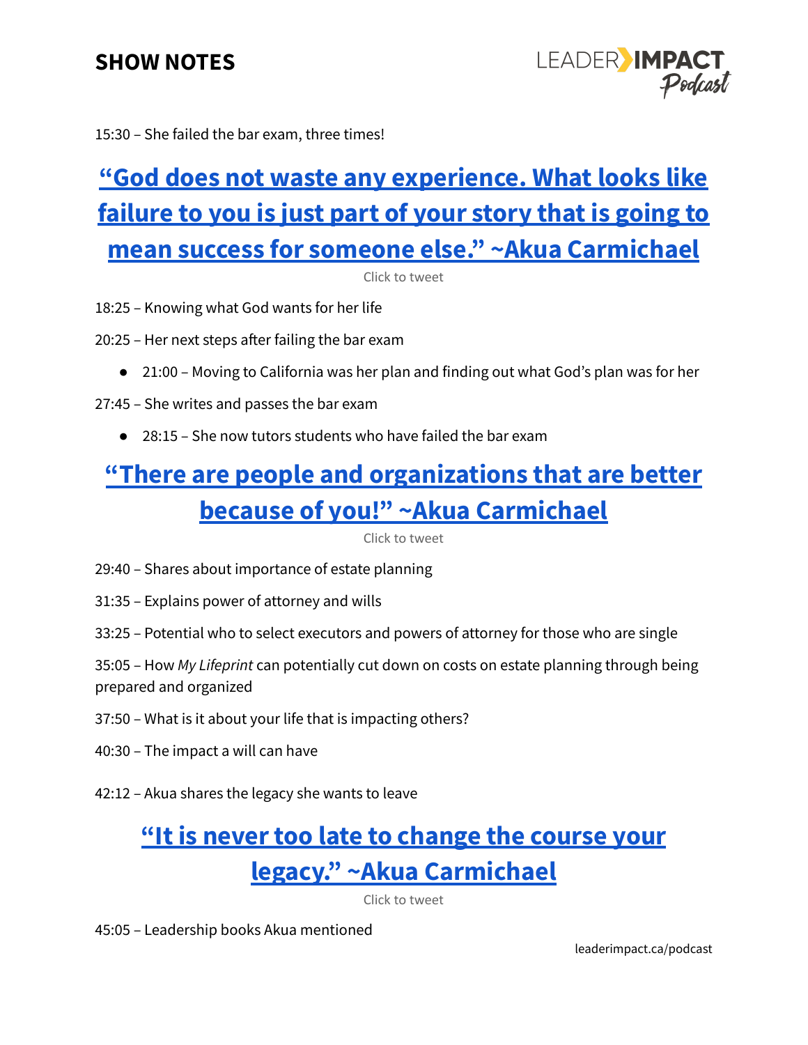15:30 – She failed the bar exam, three times!

**[“God does not waste any experience. What looks like failure to you is just part of your story that is going to mean success for someone else.” ~Akua Carmichael]()**

Click to tweet

18:25 – Knowing what God wants for her life

20:25 – Her next steps after failing the bar exam

- 21:00 – Moving to California was her plan and finding out what God’s plan was for her

27:45 – She writes and passes the bar exam

- 28:15 – She now tutors students who have failed the bar exam

**[“There are people and organizations that are better because of you!” ~Akua Carmichael]()**

Click to tweet

29:40 – Shares about importance of estate planning

31:35 – Explains power of attorney and wills

33:25 – Potential who to select executors and powers of attorney for those who are single

35:05 – How *My Lifeprint* can potentially cut down on costs on estate planning through being prepared and organized

37:50 – What is it about your life that is impacting others?

40:30 – The impact a will can have

42:12 – Akua shares the legacy she wants to leave

**[“It is never too late to change the course your legacy.” ~Akua Carmichael]()**

Click to tweet

45:05 – Leadership books Akua mentioned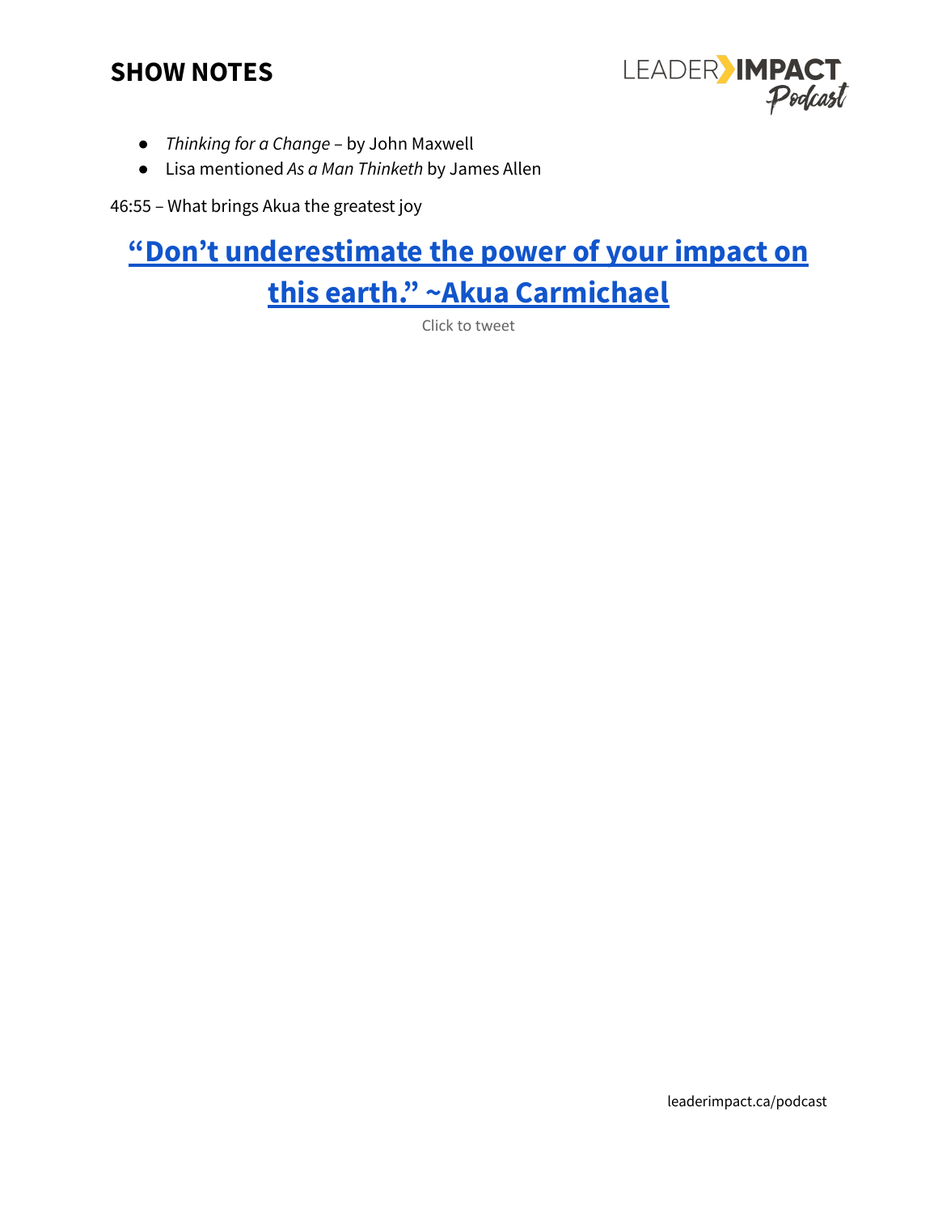- *Thinking for a Change* – by John Maxwell
- Lisa mentioned *As a Man Thinketh* by James Allen

46:55 – What brings Akua the greatest joy

## **“Don’t underestimate the power of your impact on this earth.” ~Akua Carmichael**

Click to tweet